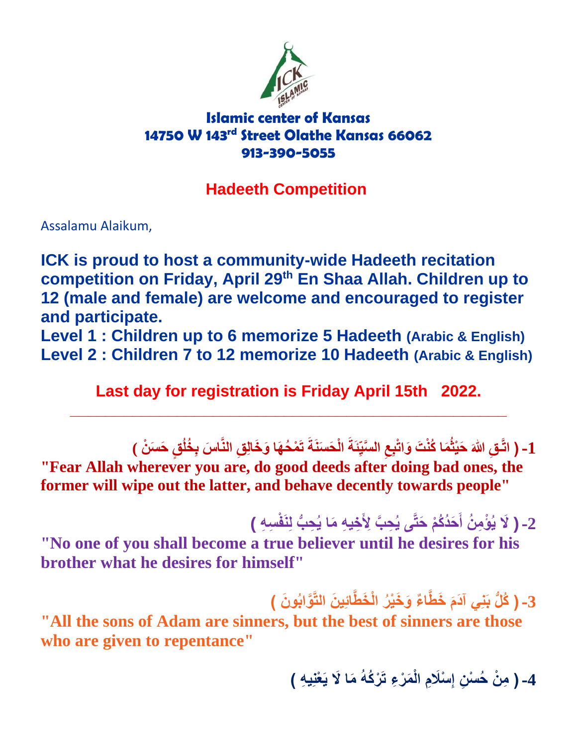# Islamic center of Kansas
**14750 W 143rd Street Olathe Kansas 66062**
**913-390-5055**

## Hadeeth Competition

Assalamu Alaikum,

**ICK is proud to host a community-wide Hadeeth recitation competition on Friday, April 29th En Shaa Allah. Children up to 12 (male and female) are welcome and encouraged to register and participate.**

**Level 1 : Children up to 6 memorize 5 Hadeeth (Arabic & English)**

**Level 2 : Children 7 to 12 memorize 10 Hadeeth (Arabic & English)**

**Last day for registration is Friday April 15th 2022.**

---

**1- ( اتَّقِ اللهَ حَيْثُمَا كُنْتَ وَاتْبِعِ السَّيِّئَةَ الْحَسَنَةَ تَمْحُهَا وَخَالِقِ النَّاسَ بِخُلُقٍ حَسَنْ )**

**"Fear Allah wherever you are, do good deeds after doing bad ones, the former will wipe out the latter, and behave decently towards people"**

**2- ( لَا يُؤْمِنُ أَحَدُكُمْ حَتَّى يُحِبَّ لِأَخِيهِ مَا يُحِبُّ لِنَفْسِهِ )**

**"No one of you shall become a true believer until he desires for his brother what he desires for himself"**

**3- ( كُلُّ بَنِي آدَمَ خَطَّاءٌ وَخَيْرُ الْخَطَّائِينَ التَّوَّابُونَ )**

**"All the sons of Adam are sinners, but the best of sinners are those who are given to repentance"**

**4- ( مِنْ حُسْنِ إِسْلَامِ الْمَرْءِ تَرْكُهُ مَا لَا يَعْنِيهِ )**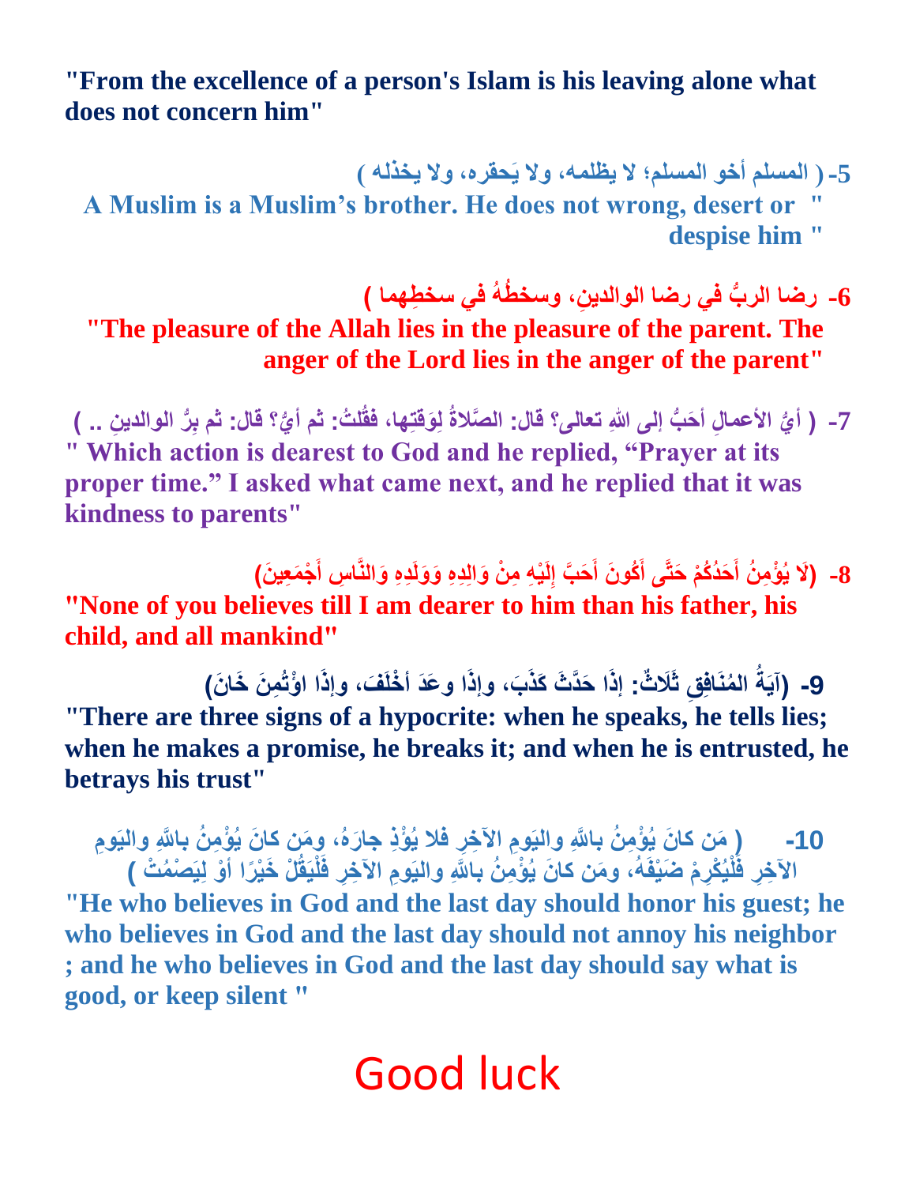**"From the excellence of a person's Islam is his leaving alone what does not concern him"**

**5- ( المسلم أخو المسلم؛ لا يظلمه، ولا يَحقره، ولا يخذله )**

**" A Muslim is a Muslim's brother. He does not wrong, desert or despise him "**

**6- رضا الربُّ في رضا الوالدينِ، وسخطُهُ في سخطِهما )**

**"The pleasure of the Allah lies in the pleasure of the parent. The anger of the Lord lies in the anger of the parent"**

**7- ( أيُّ الأعمالِ أحَبُّ إلى اللهِ تعالى؟ قال: الصَّلاةُ لِوَقتِها، فقُلتُ: ثم أيٌّ؟ قال: ثم بِرُّ الوالدينِ .. )**

**" Which action is dearest to God and he replied, "Prayer at its proper time." I asked what came next, and he replied that it was kindness to parents"**

**8- (لَا يُؤْمِنُ أَحَدُكُمْ حَتَّى أَكُونَ أَحَبَّ إِلَيْهِ مِنْ وَالِدِهِ وَوَلَدِهِ وَالنَّاسِ أَجْمَعِينَ)**

**"None of you believes till I am dearer to him than his father, his child, and all mankind"**

**9- (آيَةُ المُنَافِقِ ثَلَاثٌ: إذَا حَدَّثَ كَذَبَ، وإذَا وعَدَ أخْلَفَ، وإذَا اؤْتُمِنَ خَانَ)**

**"There are three signs of a hypocrite: when he speaks, he tells lies; when he makes a promise, he breaks it; and when he is entrusted, he betrays his trust"**

**10- ( مَن كانَ يُؤْمِنُ باللَّهِ واليَومِ الآخِرِ فلا يُؤْذِ جارَهُ، ومَن كانَ يُؤْمِنُ باللَّهِ واليَومِ الآخِرِ فَلْيُكْرِمْ ضَيْفَهُ، ومَن كانَ يُؤْمِنُ باللَّهِ واليَومِ الآخِرِ فَلْيَقُلْ خَيْرًا أوْ لِيَصْمُتْ )**

**"He who believes in God and the last day should honor his guest; he who believes in God and the last day should not annoy his neighbor ; and he who believes in God and the last day should say what is good, or keep silent "**

# Good luck